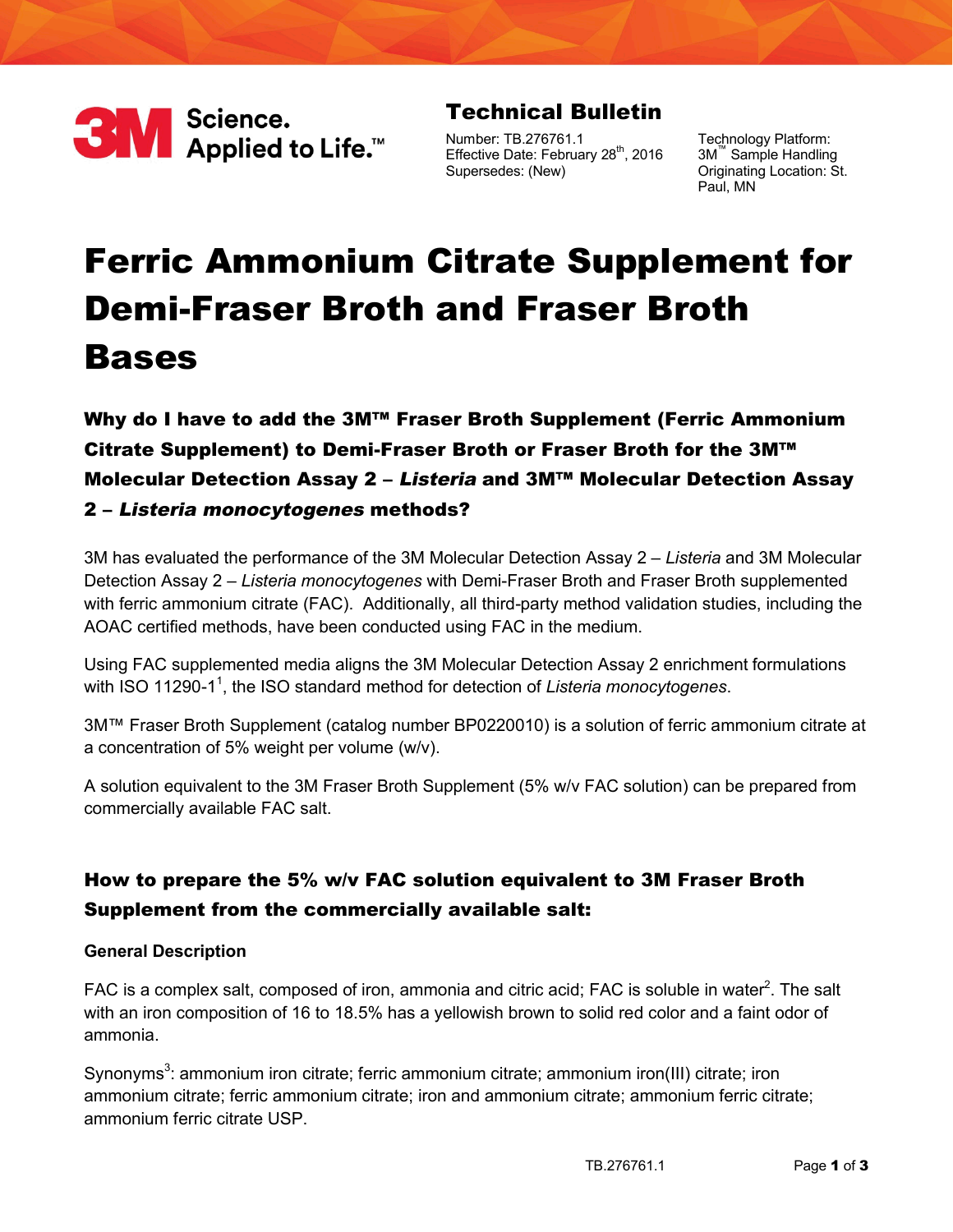3M Science. Applied to Life.™

## Technical Bulletin

Number: TB.276761.1
Effective Date: February 28th, 2016
Supersedes: (New)

Technology Platform: 3M™ Sample Handling
Originating Location: St. Paul, MN

# Ferric Ammonium Citrate Supplement for Demi-Fraser Broth and Fraser Broth Bases

### Why do I have to add the 3M™ Fraser Broth Supplement (Ferric Ammonium Citrate Supplement) to Demi-Fraser Broth or Fraser Broth for the 3M™ Molecular Detection Assay 2 – *Listeria* and 3M™ Molecular Detection Assay 2 – *Listeria monocytogenes* methods?

3M has evaluated the performance of the 3M Molecular Detection Assay 2 – *Listeria* and 3M Molecular Detection Assay 2 – *Listeria monocytogenes* with Demi-Fraser Broth and Fraser Broth supplemented with ferric ammonium citrate (FAC). Additionally, all third-party method validation studies, including the AOAC certified methods, have been conducted using FAC in the medium.

Using FAC supplemented media aligns the 3M Molecular Detection Assay 2 enrichment formulations with ISO 11290-1[1], the ISO standard method for detection of *Listeria monocytogenes*.

3M™ Fraser Broth Supplement (catalog number BP0220010) is a solution of ferric ammonium citrate at a concentration of 5% weight per volume (w/v).

A solution equivalent to the 3M Fraser Broth Supplement (5% w/v FAC solution) can be prepared from commercially available FAC salt.

### How to prepare the 5% w/v FAC solution equivalent to 3M Fraser Broth Supplement from the commercially available salt:

**General Description**

FAC is a complex salt, composed of iron, ammonia and citric acid; FAC is soluble in water[2]. The salt with an iron composition of 16 to 18.5% has a yellowish brown to solid red color and a faint odor of ammonia.

Synonyms[3]: ammonium iron citrate; ferric ammonium citrate; ammonium iron(III) citrate; iron ammonium citrate; ferric ammonium citrate; iron and ammonium citrate; ammonium ferric citrate; ammonium ferric citrate USP.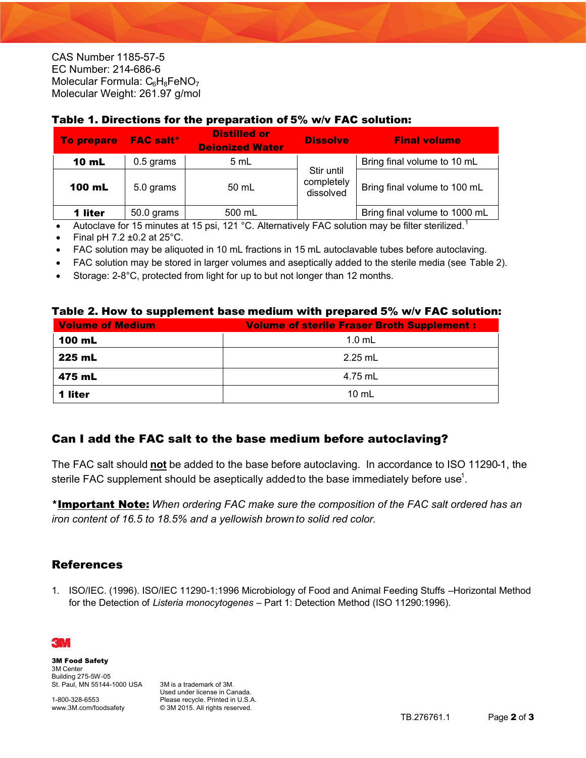CAS Number 1185-57-5
EC Number: 214-686-6
Molecular Formula: $C_6H_8FeNO_7$
Molecular Weight: 261.97 g/mol

**Table 1. Directions for the preparation of 5% w/v FAC solution:**

| To prepare | FAC salt* | Distilled or Deionized Water | Dissolve | Final volume |
|---|---|---|---|---|
| **10 mL** | 0.5 grams | 5 mL | Stir until completely dissolved | Bring final volume to 10 mL |
| **100 mL** | 5.0 grams | 50 mL | | Bring final volume to 100 mL |
| **1 liter** | 50.0 grams | 500 mL | | Bring final volume to 1000 mL |

- Autoclave for 15 minutes at 15 psi, 121 °C. Alternatively FAC solution may be filter sterilized.[1]
- Final pH 7.2 ±0.2 at 25°C.
- FAC solution may be aliquoted in 10 mL fractions in 15 mL autoclavable tubes before autoclaving.
- FAC solution may be stored in larger volumes and aseptically added to the sterile media (see Table 2).
- Storage: 2-8°C, protected from light for up to but not longer than 12 months.

**Table 2. How to supplement base medium with prepared 5% w/v FAC solution:**

| Volume of Medium | Volume of sterile Fraser Broth Supplement : |
|---|---|
| **100 mL** | 1.0 mL |
| **225 mL** | 2.25 mL |
| **475 mL** | 4.75 mL |
| **1 liter** | 10 mL |

## Can I add the FAC salt to the base medium before autoclaving?

The FAC salt should **not** be added to the base before autoclaving. In accordance to ISO 11290-1, the sterile FAC supplement should be aseptically added to the base immediately before use[1].

***Important Note:** *When ordering FAC make sure the composition of the FAC salt ordered has an iron content of 16.5 to 18.5% and a yellowish brown to solid red color.*

## References

1. ISO/IEC. (1996). ISO/IEC 11290-1:1996 Microbiology of Food and Animal Feeding Stuffs –Horizontal Method for the Detection of *Listeria monocytogenes* – Part 1: Detection Method (ISO 11290:1996).

3M

**3M Food Safety**
3M Center
Building 275-5W-05
St. Paul, MN 55144-1000 USA

1-800-328-6553
www.3M.com/foodsafety

3M is a trademark of 3M.
Used under license in Canada.
Please recycle. Printed in U.S.A.
© 3M 2015. All rights reserved.

TB.276761.1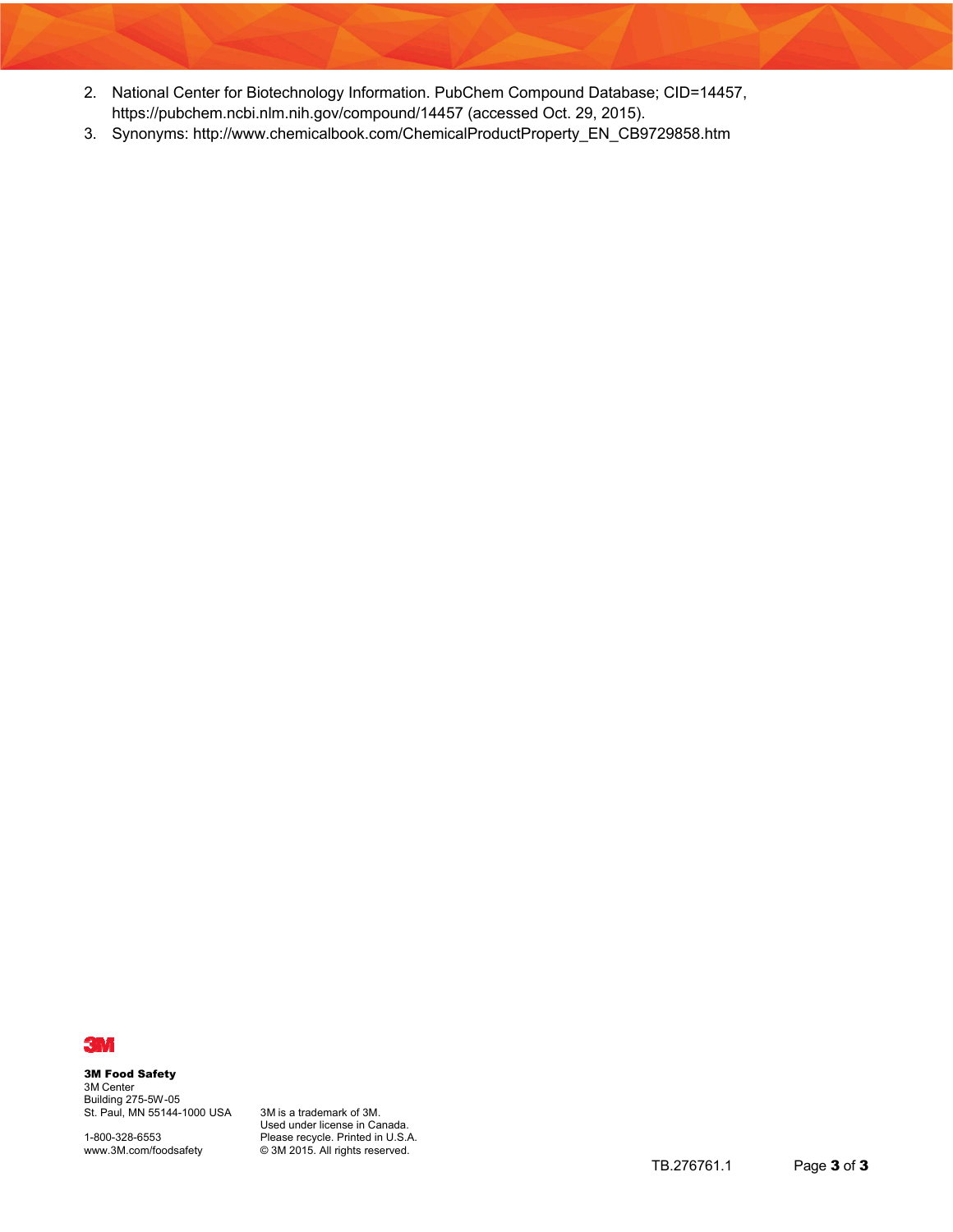2. National Center for Biotechnology Information. PubChem Compound Database; CID=14457, https://pubchem.ncbi.nlm.nih.gov/compound/14457 (accessed Oct. 29, 2015).
3. Synonyms: http://www.chemicalbook.com/ChemicalProductProperty_EN_CB9729858.htm

**3M Food Safety**
3M Center
Building 275-5W-05
St. Paul, MN 55144-1000 USA

1-800-328-6553
www.3M.com/foodsafety

3M is a trademark of 3M.
Used under license in Canada.
Please recycle. Printed in U.S.A.
© 3M 2015. All rights reserved.

TB.276761.1